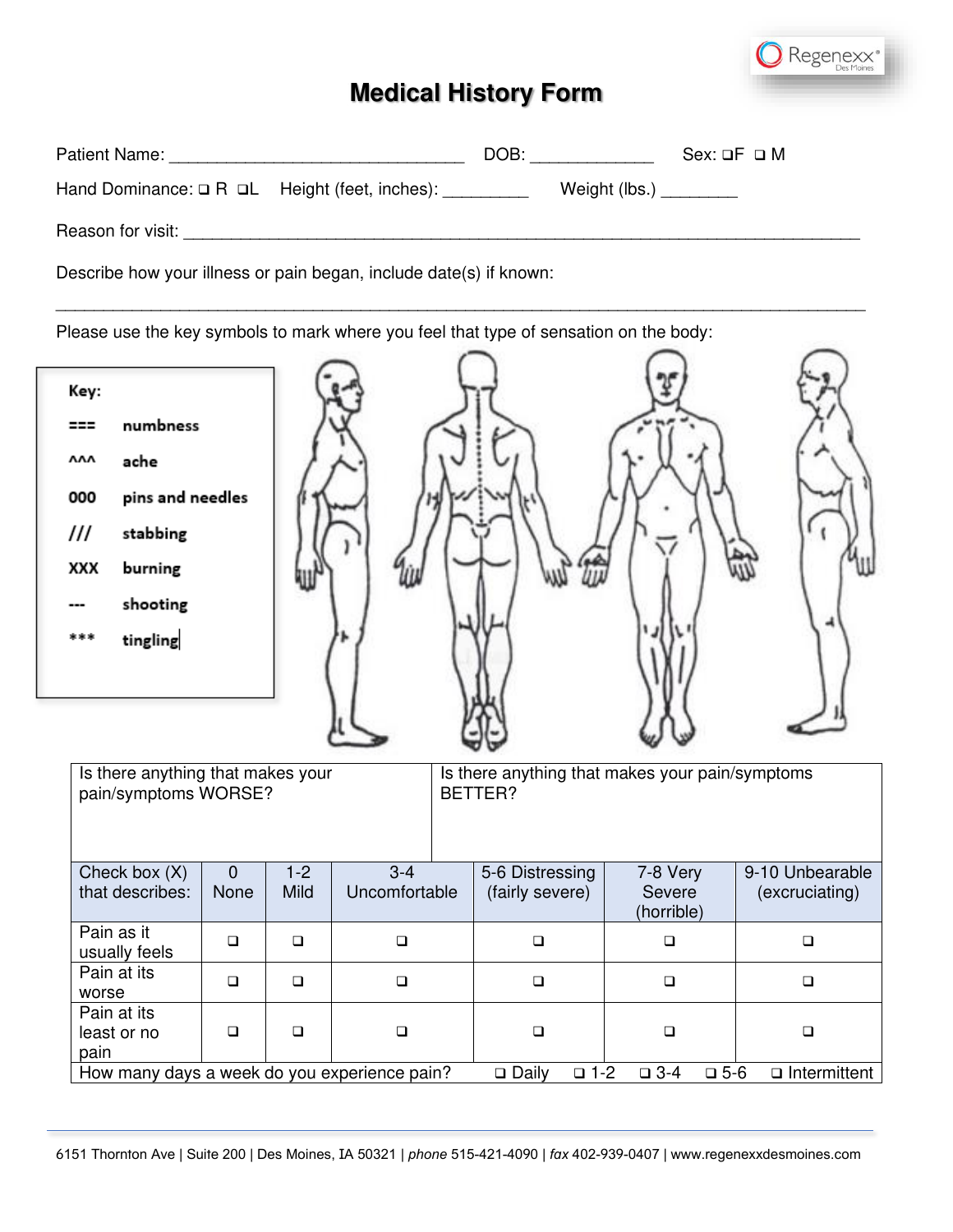# Medical History Form

Patient Name: _______________________________ DOB: _____________ Sex: ❑F ❑ M

Hand Dominance: ❑ R ❑L Height (feet, inches): _________ Weight (lbs.) ________

Reason for visit: ______________________________________________________________________

Describe how your illness or pain began, include date(s) if known:

_______________________________________________________________________________________

Please use the key symbols to mark where you feel that type of sensation on the body:

**Key:**

| Symbol | Sensation |
|---|---|
| === | numbness |
| ^^^ | ache |
| 000 | pins and needles |
| /// | stabbing |
| XXX | burning |
| --- | shooting |
| *** | tingling |

| Is there anything that makes your pain/symptoms WORSE? | Is there anything that makes your pain/symptoms BETTER? |
|---|---|
| | |

| Check box (X) that describes: | 0 None | 1-2 Mild | 3-4 Uncomfortable | 5-6 Distressing (fairly severe) | 7-8 Very Severe (horrible) | 9-10 Unbearable (excruciating) |
|---|---|---|---|---|---|---|
| Pain as it usually feels | ❑ | ❑ | ❑ | ❑ | ❑ | ❑ |
| Pain at its worse | ❑ | ❑ | ❑ | ❑ | ❑ | ❑ |
| Pain at its least or no pain | ❑ | ❑ | ❑ | ❑ | ❑ | ❑ |

How many days a week do you experience pain? ❑ Daily ❑ 1-2 ❑ 3-4 ❑ 5-6 ❑ Intermittent

6151 Thornton Ave | Suite 200 | Des Moines, IA 50321 | *phone* 515-421-4090 | *fax* 402-939-0407 | www.regenexxdesmoines.com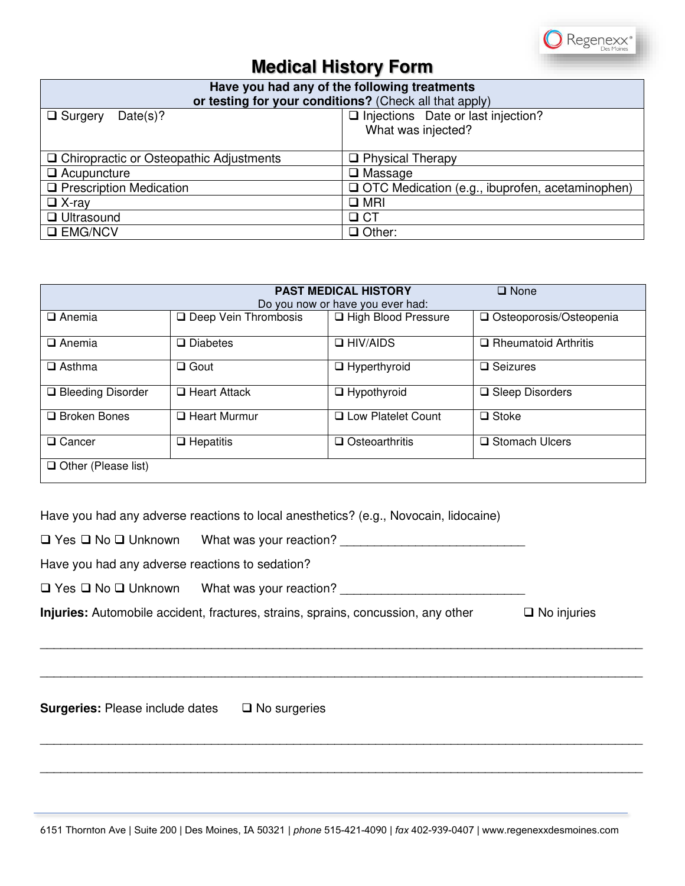# Medical History Form

| Have you had any of the following treatments or testing for your conditions? (Check all that apply) | |
|---|---|
| ❑ Surgery Date(s)? | ❑ Injections Date or last injection? What was injected? |
| ❑ Chiropractic or Osteopathic Adjustments | ❑ Physical Therapy |
| ❑ Acupuncture | ❑ Massage |
| ❑ Prescription Medication | ❑ OTC Medication (e.g., ibuprofen, acetaminophen) |
| ❑ X-ray | ❑ MRI |
| ❑ Ultrasound | ❑ CT |
| ❑ EMG/NCV | ❑ Other: |

| PAST MEDICAL HISTORY ❑ None<br>Do you now or have you ever had: | | | |
|---|---|---|---|
| ❑ Anemia | ❑ Deep Vein Thrombosis | ❑ High Blood Pressure | ❑ Osteoporosis/Osteopenia |
| ❑ Anemia | ❑ Diabetes | ❑ HIV/AIDS | ❑ Rheumatoid Arthritis |
| ❑ Asthma | ❑ Gout | ❑ Hyperthyroid | ❑ Seizures |
| ❑ Bleeding Disorder | ❑ Heart Attack | ❑ Hypothyroid | ❑ Sleep Disorders |
| ❑ Broken Bones | ❑ Heart Murmur | ❑ Low Platelet Count | ❑ Stoke |
| ❑ Cancer | ❑ Hepatitis | ❑ Osteoarthritis | ❑ Stomach Ulcers |
| ❑ Other (Please list) | | | |

Have you had any adverse reactions to local anesthetics? (e.g., Novocain, lidocaine)

❑ Yes ❑ No ❑ Unknown What was your reaction? ___________________________

Have you had any adverse reactions to sedation?

❑ Yes ❑ No ❑ Unknown What was your reaction? ___________________________

**Injuries:** Automobile accident, fractures, strains, sprains, concussion, any other ❑ No injuries

_______________________________________________________________________________

_______________________________________________________________________________

**Surgeries:** Please include dates ❑ No surgeries

_______________________________________________________________________________

_______________________________________________________________________________

6151 Thornton Ave | Suite 200 | Des Moines, IA 50321 | *phone* 515-421-4090 | *fax* 402-939-0407 | www.regenexxdesmoines.com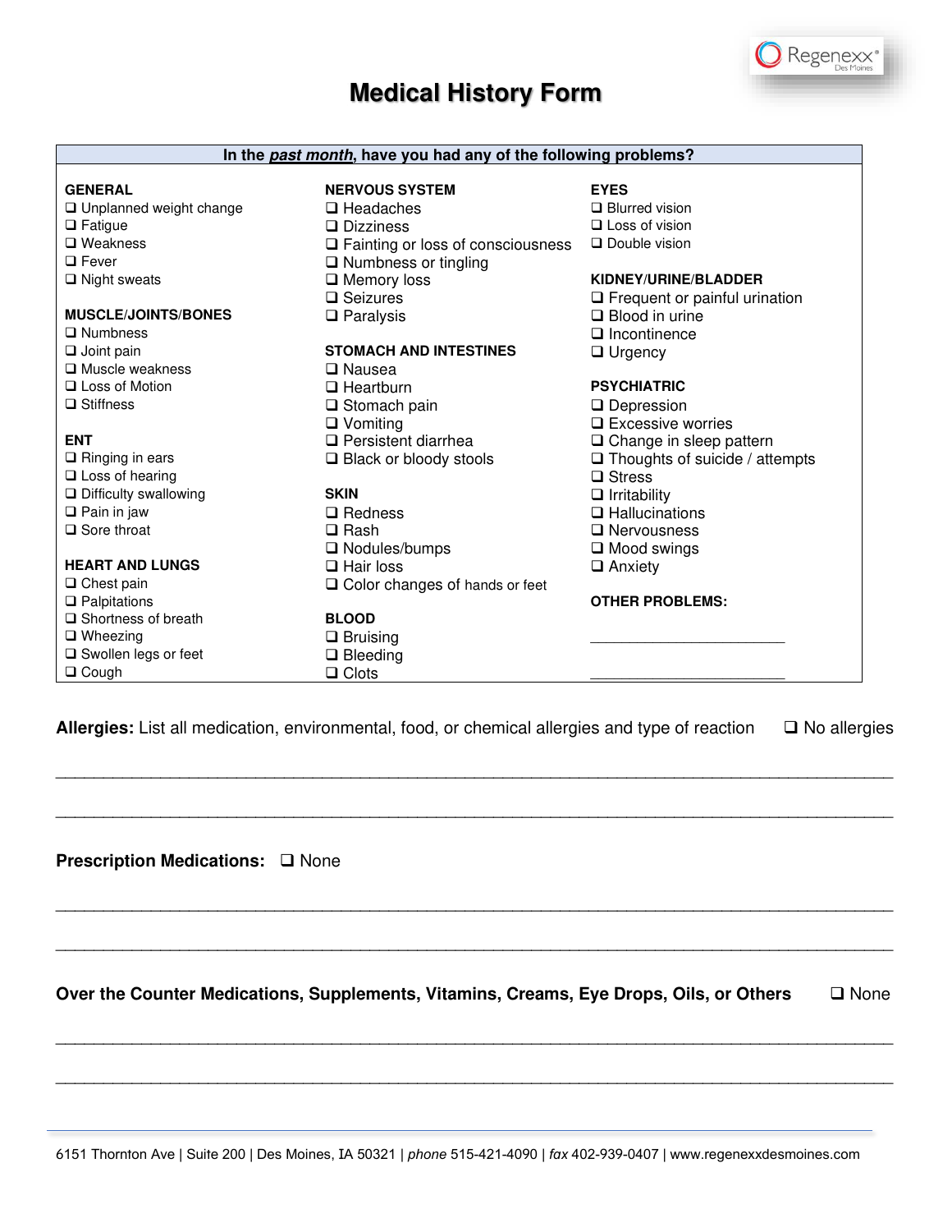# Medical History Form

**In the *past month*, have you had any of the following problems?**

**GENERAL**
- ❑ Unplanned weight change
- ❑ Fatigue
- ❑ Weakness
- ❑ Fever
- ❑ Night sweats

**MUSCLE/JOINTS/BONES**
- ❑ Numbness
- ❑ Joint pain
- ❑ Muscle weakness
- ❑ Loss of Motion
- ❑ Stiffness

**ENT**
- ❑ Ringing in ears
- ❑ Loss of hearing
- ❑ Difficulty swallowing
- ❑ Pain in jaw
- ❑ Sore throat

**HEART AND LUNGS**
- ❑ Chest pain
- ❑ Palpitations
- ❑ Shortness of breath
- ❑ Wheezing
- ❑ Swollen legs or feet
- ❑ Cough

**NERVOUS SYSTEM**
- ❑ Headaches
- ❑ Dizziness
- ❑ Fainting or loss of consciousness
- ❑ Numbness or tingling
- ❑ Memory loss
- ❑ Seizures
- ❑ Paralysis

**STOMACH AND INTESTINES**
- ❑ Nausea
- ❑ Heartburn
- ❑ Stomach pain
- ❑ Vomiting
- ❑ Persistent diarrhea
- ❑ Black or bloody stools

**SKIN**
- ❑ Redness
- ❑ Rash
- ❑ Nodules/bumps
- ❑ Hair loss
- ❑ Color changes of hands or feet

**BLOOD**
- ❑ Bruising
- ❑ Bleeding
- ❑ Clots

**EYES**
- ❑ Blurred vision
- ❑ Loss of vision
- ❑ Double vision

**KIDNEY/URINE/BLADDER**
- ❑ Frequent or painful urination
- ❑ Blood in urine
- ❑ Incontinence
- ❑ Urgency

**PSYCHIATRIC**
- ❑ Depression
- ❑ Excessive worries
- ❑ Change in sleep pattern
- ❑ Thoughts of suicide / attempts
- ❑ Stress
- ❑ Irritability
- ❑ Hallucinations
- ❑ Nervousness
- ❑ Mood swings
- ❑ Anxiety

**OTHER PROBLEMS:**

______________________

______________________

**Allergies:** List all medication, environmental, food, or chemical allergies and type of reaction ❑ No allergies

________________________________________________________________________________

________________________________________________________________________________

**Prescription Medications:** ❑ None

________________________________________________________________________________

________________________________________________________________________________

**Over the Counter Medications, Supplements, Vitamins, Creams, Eye Drops, Oils, or Others** ❑ None

________________________________________________________________________________

________________________________________________________________________________

6151 Thornton Ave | Suite 200 | Des Moines, IA 50321 | *phone* 515-421-4090 | *fax* 402-939-0407 | www.regenexxdesmoines.com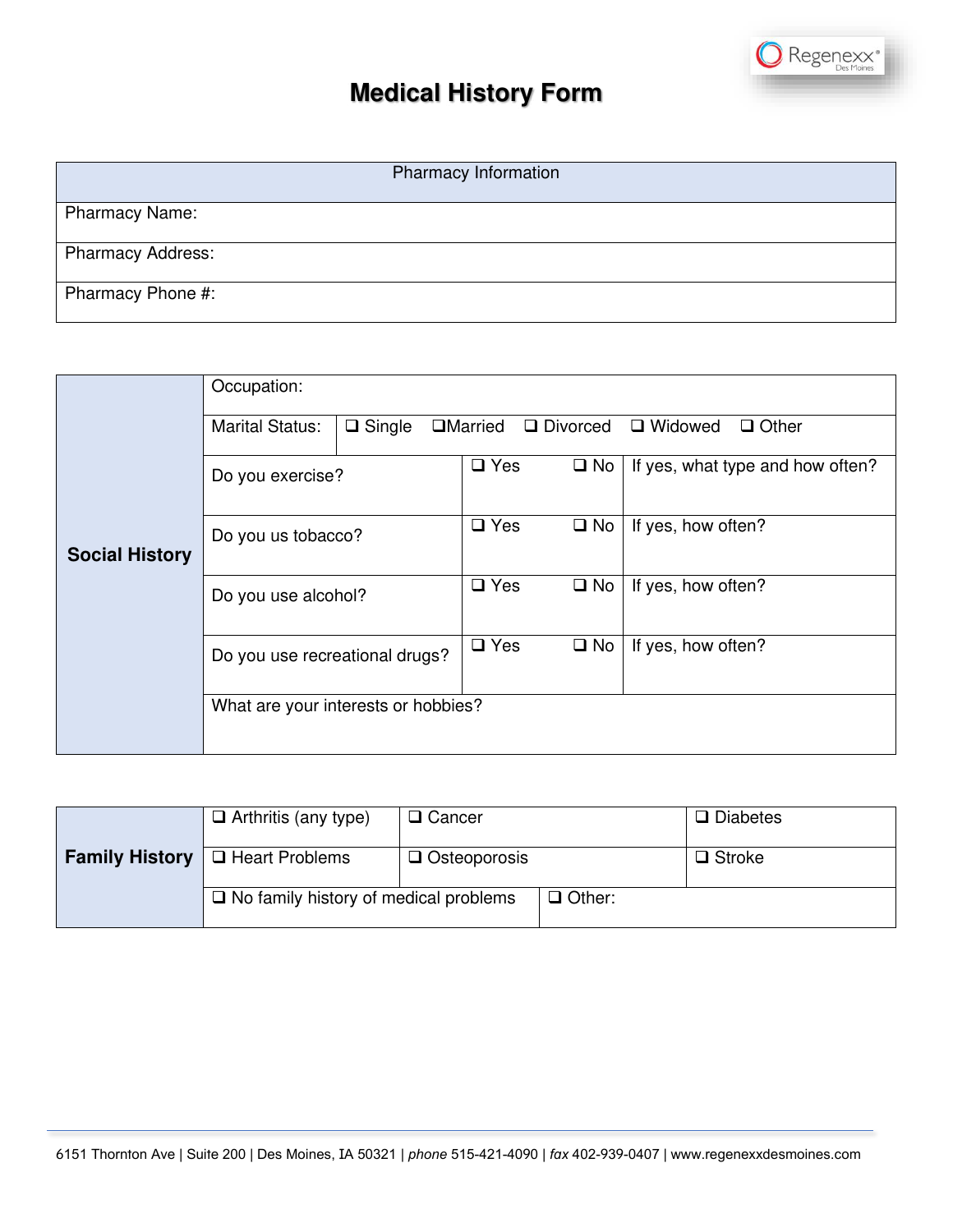# Medical History Form

| Pharmacy Information |
|---|
| Pharmacy Name: |
| Pharmacy Address: |
| Pharmacy Phone #: |

| | | | | |
|---|---|---|---|---|
| **Social History** | Occupation: | | | |
| | Marital Status: | ❑ Single ❑Married ❑ Divorced ❑ Widowed ❑ Other | | |
| | Do you exercise? | ❑ Yes | ❑ No | If yes, what type and how often? |
| | Do you us tobacco? | ❑ Yes | ❑ No | If yes, how often? |
| | Do you use alcohol? | ❑ Yes | ❑ No | If yes, how often? |
| | Do you use recreational drugs? | ❑ Yes | ❑ No | If yes, how often? |
| | What are your interests or hobbies? | | | |

| | | | |
|---|---|---|---|
| **Family History** | ❑ Arthritis (any type) | ❑ Cancer | ❑ Diabetes |
| | ❑ Heart Problems | ❑ Osteoporosis | ❑ Stroke |
| | ❑ No family history of medical problems | ❑ Other: | |

6151 Thornton Ave | Suite 200 | Des Moines, IA 50321 | *phone* 515-421-4090 | *fax* 402-939-0407 | www.regenexxdesmoines.com